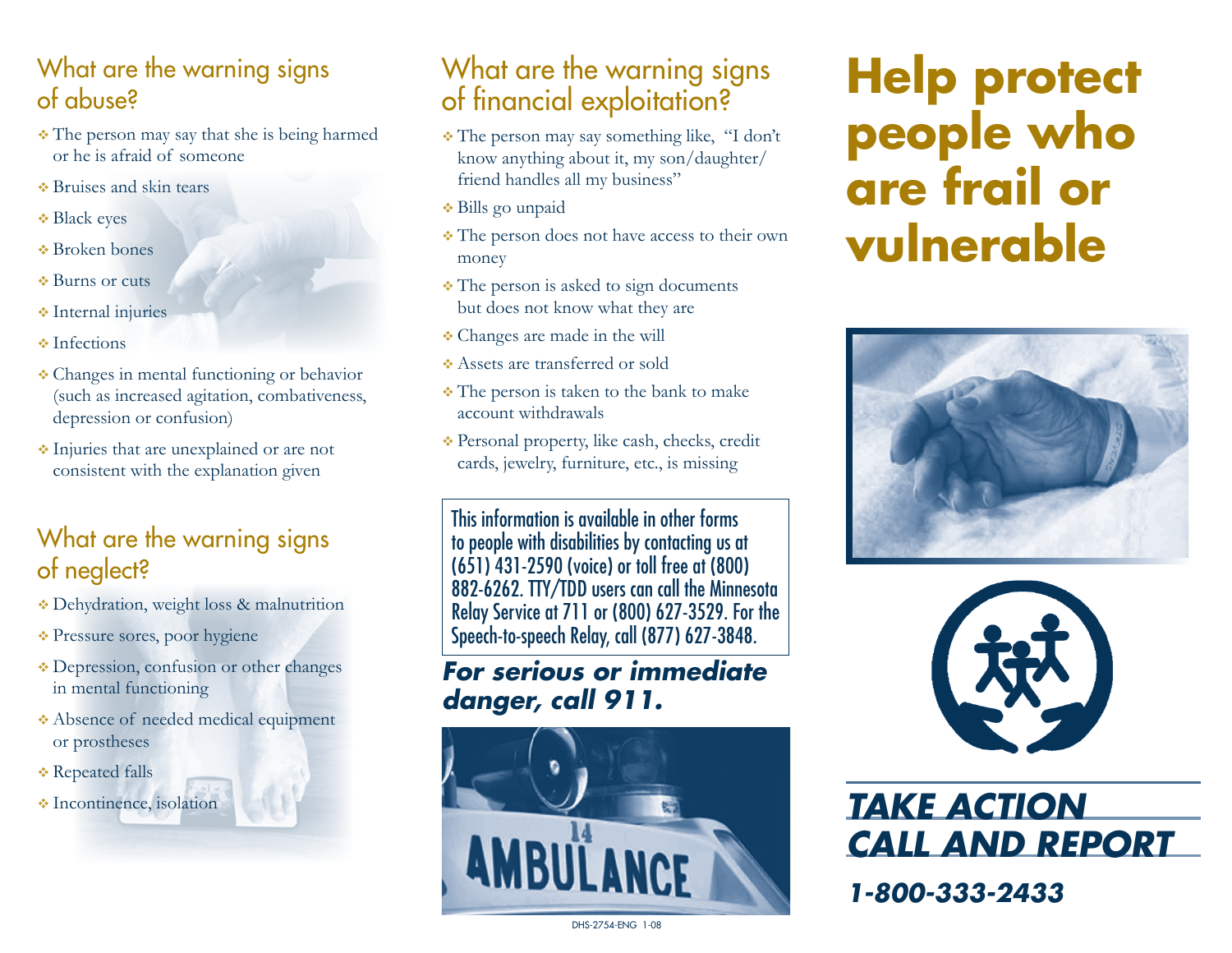## What are the warning signs of abuse?

- The person may say that she is being harmed or he is afraid of someone
- Bruises and skin tears
- Black eyes
- Broken bones
- Burns or cuts
- Internal injuries
- Infections
- Changes in mental functioning or behavior (such as increased agitation, combativeness, depression or confusion)
- Injuries that are unexplained or are not consistent with the explanation given

## What are the warning signs of neglect?

- Dehydration, weight loss & malnutrition
- Pressure sores, poor hygiene
- Depression, confusion or other changes in mental functioning
- Absence of needed medical equipment or prostheses
- Repeated falls
- Incontinence, isolation

## What are the warning signs of financial exploitation?

- The person may say something like, "I don't know anything about it, my son/daughter/friend handles all my business"
- Bills go unpaid
- The person does not have access to their own money
- The person is asked to sign documents but does not know what they are
- Changes are made in the will
- Assets are transferred or sold
- The person is taken to the bank to make account withdrawals
- Personal property, like cash, checks, credit cards, jewelry, furniture, etc., is missing

This information is available in other forms to people with disabilities by contacting us at (651) 431-2590 (voice) or toll free at (800) 882-6262. TTY/TDD users can call the Minnesota Relay Service at 711 or (800) 627-3529. For the Speech-to-speech Relay, call (877) 627-3848.

***For serious or immediate danger, call 911.***

DHS-2754-ENG 1-08

# Help protect people who are frail or vulnerable

***TAKE ACTION***
***CALL AND REPORT***

***1-800-333-2433***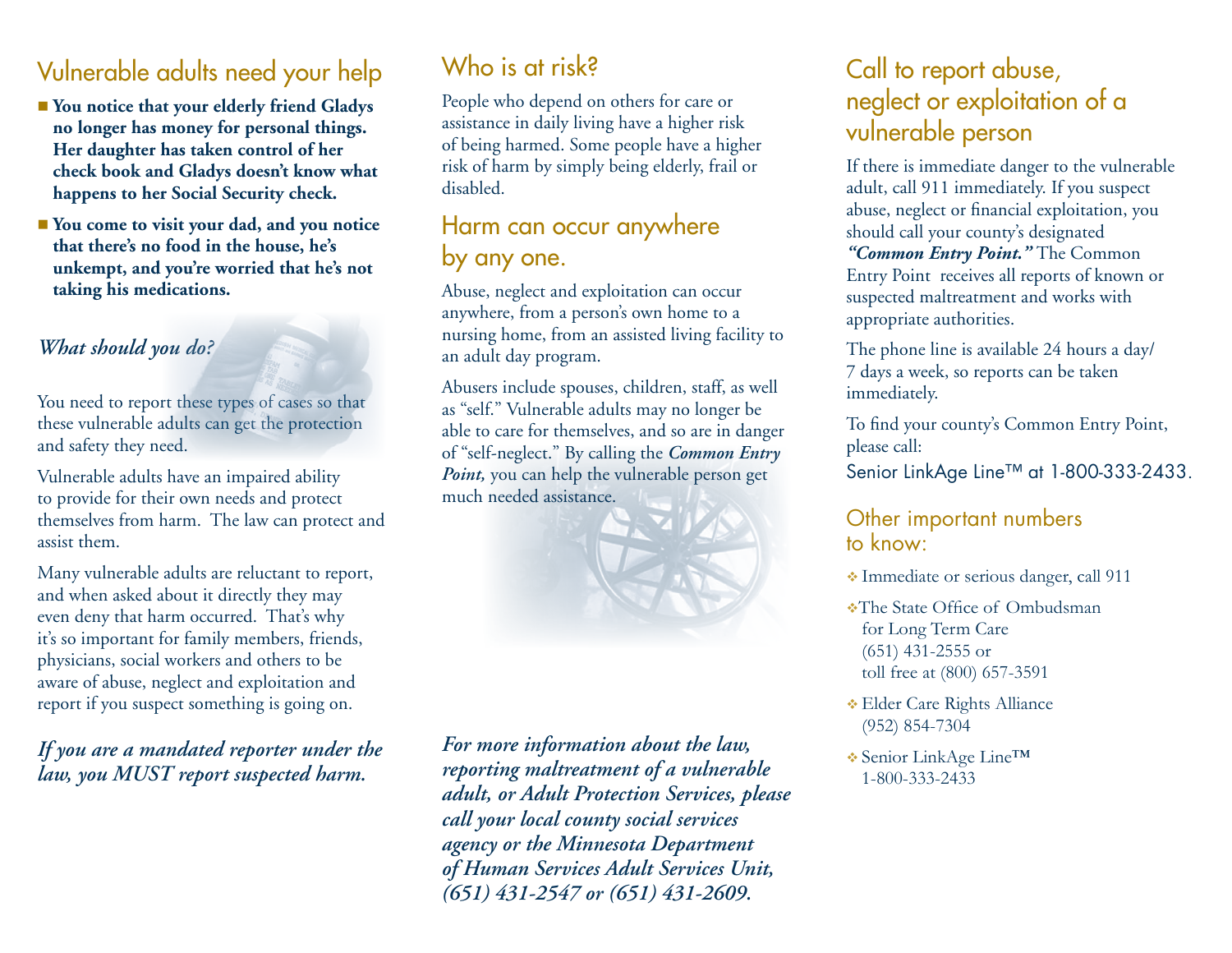## Vulnerable adults need your help

- **You notice that your elderly friend Gladys no longer has money for personal things. Her daughter has taken control of her check book and Gladys doesn't know what happens to her Social Security check.**
- **You come to visit your dad, and you notice that there's no food in the house, he's unkempt, and you're worried that he's not taking his medications.**

***What should you do?***

You need to report these types of cases so that these vulnerable adults can get the protection and safety they need.

Vulnerable adults have an impaired ability to provide for their own needs and protect themselves from harm. The law can protect and assist them.

Many vulnerable adults are reluctant to report, and when asked about it directly they may even deny that harm occurred. That's why it's so important for family members, friends, physicians, social workers and others to be aware of abuse, neglect and exploitation and report if you suspect something is going on.

***If you are a mandated reporter under the law, you MUST report suspected harm.***

## Who is at risk?

People who depend on others for care or assistance in daily living have a higher risk of being harmed. Some people have a higher risk of harm by simply being elderly, frail or disabled.

## Harm can occur anywhere by any one.

Abuse, neglect and exploitation can occur anywhere, from a person's own home to a nursing home, from an assisted living facility to an adult day program.

Abusers include spouses, children, staff, as well as "self." Vulnerable adults may no longer be able to care for themselves, and so are in danger of "self-neglect." By calling the ***Common Entry Point,*** you can help the vulnerable person get much needed assistance.

***For more information about the law, reporting maltreatment of a vulnerable adult, or Adult Protection Services, please call your local county social services agency or the Minnesota Department of Human Services Adult Services Unit, (651) 431-2547 or (651) 431-2609.***

## Call to report abuse, neglect or exploitation of a vulnerable person

If there is immediate danger to the vulnerable adult, call 911 immediately. If you suspect abuse, neglect or financial exploitation, you should call your county's designated ***"Common Entry Point."*** The Common Entry Point receives all reports of known or suspected maltreatment and works with appropriate authorities.

The phone line is available 24 hours a day/ 7 days a week, so reports can be taken immediately.

To find your county's Common Entry Point, please call:
Senior LinkAge Line™ at 1-800-333-2433.

### Other important numbers to know:

- Immediate or serious danger, call 911
- The State Office of Ombudsman for Long Term Care (651) 431-2555 or toll free at (800) 657-3591
- Elder Care Rights Alliance (952) 854-7304
- Senior LinkAge Line™ 1-800-333-2433